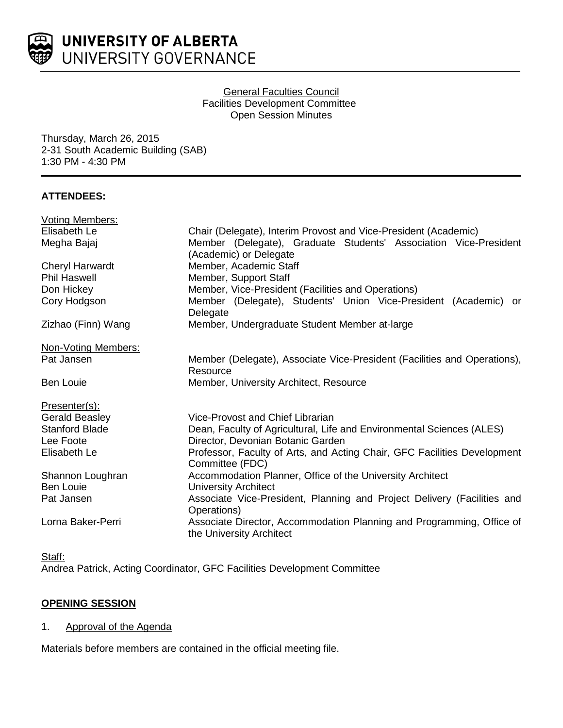**UNIVERSITY OF ALBERTA**
UNIVERSITY GOVERNANCE

General Faculties Council
Facilities Development Committee
Open Session Minutes

Thursday, March 26, 2015
2-31 South Academic Building (SAB)
1:30 PM - 4:30 PM

**ATTENDEES:**

Voting Members:

| | |
|---|---|
| Elisabeth Le | Chair (Delegate), Interim Provost and Vice-President (Academic) |
| Megha Bajaj | Member (Delegate), Graduate Students' Association Vice-President (Academic) or Delegate |
| Cheryl Harwardt | Member, Academic Staff |
| Phil Haswell | Member, Support Staff |
| Don Hickey | Member, Vice-President (Facilities and Operations) |
| Cory Hodgson | Member (Delegate), Students' Union Vice-President (Academic) or Delegate |
| Zizhao (Finn) Wang | Member, Undergraduate Student Member at-large |

Non-Voting Members:

| | |
|---|---|
| Pat Jansen | Member (Delegate), Associate Vice-President (Facilities and Operations), Resource |
| Ben Louie | Member, University Architect, Resource |

Presenter(s):

| | |
|---|---|
| Gerald Beasley | Vice-Provost and Chief Librarian |
| Stanford Blade | Dean, Faculty of Agricultural, Life and Environmental Sciences (ALES) |
| Lee Foote | Director, Devonian Botanic Garden |
| Elisabeth Le | Professor, Faculty of Arts, and Acting Chair, GFC Facilities Development Committee (FDC) |
| Shannon Loughran | Accommodation Planner, Office of the University Architect |
| Ben Louie | University Architect |
| Pat Jansen | Associate Vice-President, Planning and Project Delivery (Facilities and Operations) |
| Lorna Baker-Perri | Associate Director, Accommodation Planning and Programming, Office of the University Architect |

Staff:
Andrea Patrick, Acting Coordinator, GFC Facilities Development Committee

## OPENING SESSION

1. Approval of the Agenda

Materials before members are contained in the official meeting file.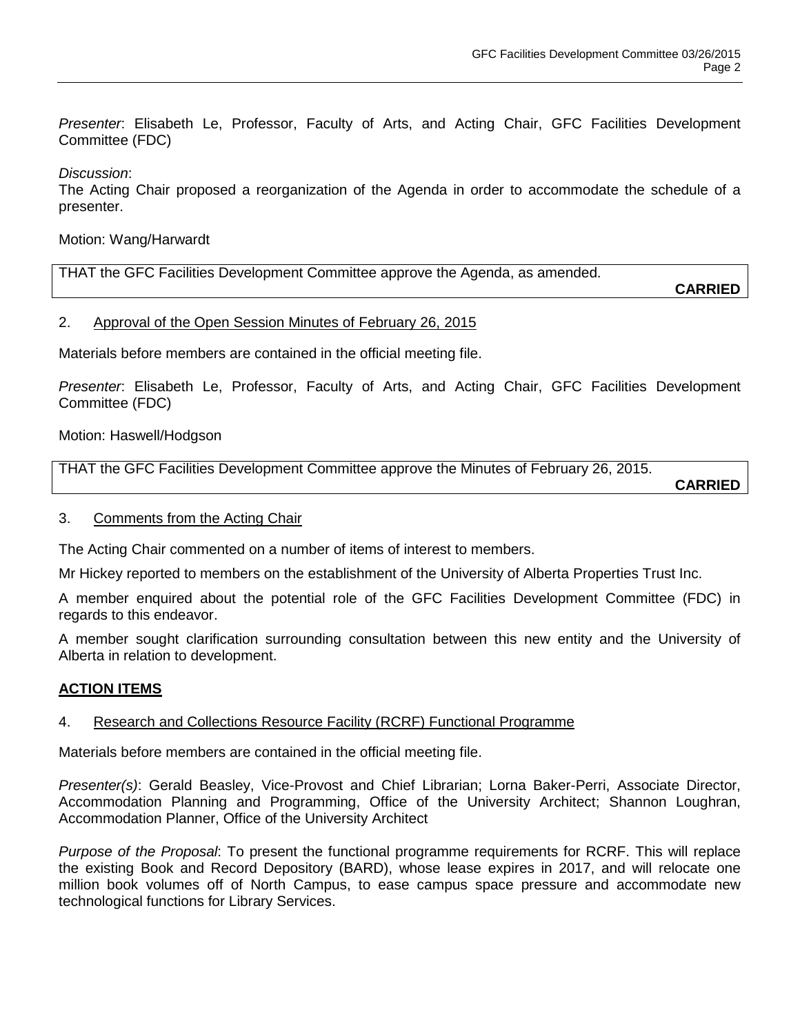*Presenter*: Elisabeth Le, Professor, Faculty of Arts, and Acting Chair, GFC Facilities Development Committee (FDC)

*Discussion*:
The Acting Chair proposed a reorganization of the Agenda in order to accommodate the schedule of a presenter.

Motion: Wang/Harwardt

| THAT the GFC Facilities Development Committee approve the Agenda, as amended. **CARRIED** |
|---|

2. Approval of the Open Session Minutes of February 26, 2015

Materials before members are contained in the official meeting file.

*Presenter*: Elisabeth Le, Professor, Faculty of Arts, and Acting Chair, GFC Facilities Development Committee (FDC)

Motion: Haswell/Hodgson

| THAT the GFC Facilities Development Committee approve the Minutes of February 26, 2015. **CARRIED** |
|---|

3. Comments from the Acting Chair

The Acting Chair commented on a number of items of interest to members.

Mr Hickey reported to members on the establishment of the University of Alberta Properties Trust Inc.

A member enquired about the potential role of the GFC Facilities Development Committee (FDC) in regards to this endeavor.

A member sought clarification surrounding consultation between this new entity and the University of Alberta in relation to development.

## ACTION ITEMS

4. Research and Collections Resource Facility (RCRF) Functional Programme

Materials before members are contained in the official meeting file.

*Presenter(s)*: Gerald Beasley, Vice-Provost and Chief Librarian; Lorna Baker-Perri, Associate Director, Accommodation Planning and Programming, Office of the University Architect; Shannon Loughran, Accommodation Planner, Office of the University Architect

*Purpose of the Proposal*: To present the functional programme requirements for RCRF. This will replace the existing Book and Record Depository (BARD), whose lease expires in 2017, and will relocate one million book volumes off of North Campus, to ease campus space pressure and accommodate new technological functions for Library Services.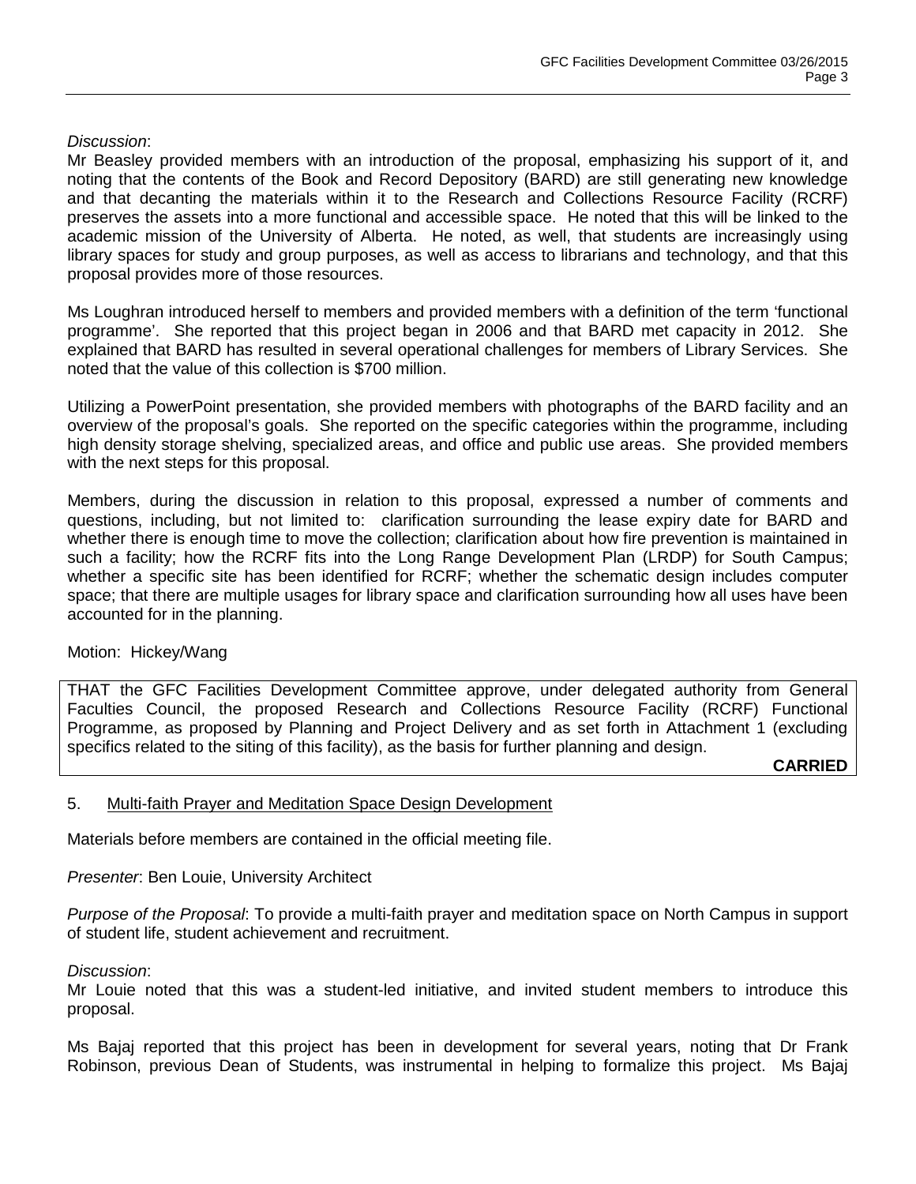*Discussion*:
Mr Beasley provided members with an introduction of the proposal, emphasizing his support of it, and noting that the contents of the Book and Record Depository (BARD) are still generating new knowledge and that decanting the materials within it to the Research and Collections Resource Facility (RCRF) preserves the assets into a more functional and accessible space. He noted that this will be linked to the academic mission of the University of Alberta. He noted, as well, that students are increasingly using library spaces for study and group purposes, as well as access to librarians and technology, and that this proposal provides more of those resources.

Ms Loughran introduced herself to members and provided members with a definition of the term 'functional programme'. She reported that this project began in 2006 and that BARD met capacity in 2012. She explained that BARD has resulted in several operational challenges for members of Library Services. She noted that the value of this collection is $700 million.

Utilizing a PowerPoint presentation, she provided members with photographs of the BARD facility and an overview of the proposal's goals. She reported on the specific categories within the programme, including high density storage shelving, specialized areas, and office and public use areas. She provided members with the next steps for this proposal.

Members, during the discussion in relation to this proposal, expressed a number of comments and questions, including, but not limited to: clarification surrounding the lease expiry date for BARD and whether there is enough time to move the collection; clarification about how fire prevention is maintained in such a facility; how the RCRF fits into the Long Range Development Plan (LRDP) for South Campus; whether a specific site has been identified for RCRF; whether the schematic design includes computer space; that there are multiple usages for library space and clarification surrounding how all uses have been accounted for in the planning.

Motion: Hickey/Wang

THAT the GFC Facilities Development Committee approve, under delegated authority from General Faculties Council, the proposed Research and Collections Resource Facility (RCRF) Functional Programme, as proposed by Planning and Project Delivery and as set forth in Attachment 1 (excluding specifics related to the siting of this facility), as the basis for further planning and design.

**CARRIED**

5. Multi-faith Prayer and Meditation Space Design Development

Materials before members are contained in the official meeting file.

*Presenter*: Ben Louie, University Architect

*Purpose of the Proposal*: To provide a multi-faith prayer and meditation space on North Campus in support of student life, student achievement and recruitment.

*Discussion*:
Mr Louie noted that this was a student-led initiative, and invited student members to introduce this proposal.

Ms Bajaj reported that this project has been in development for several years, noting that Dr Frank Robinson, previous Dean of Students, was instrumental in helping to formalize this project. Ms Bajaj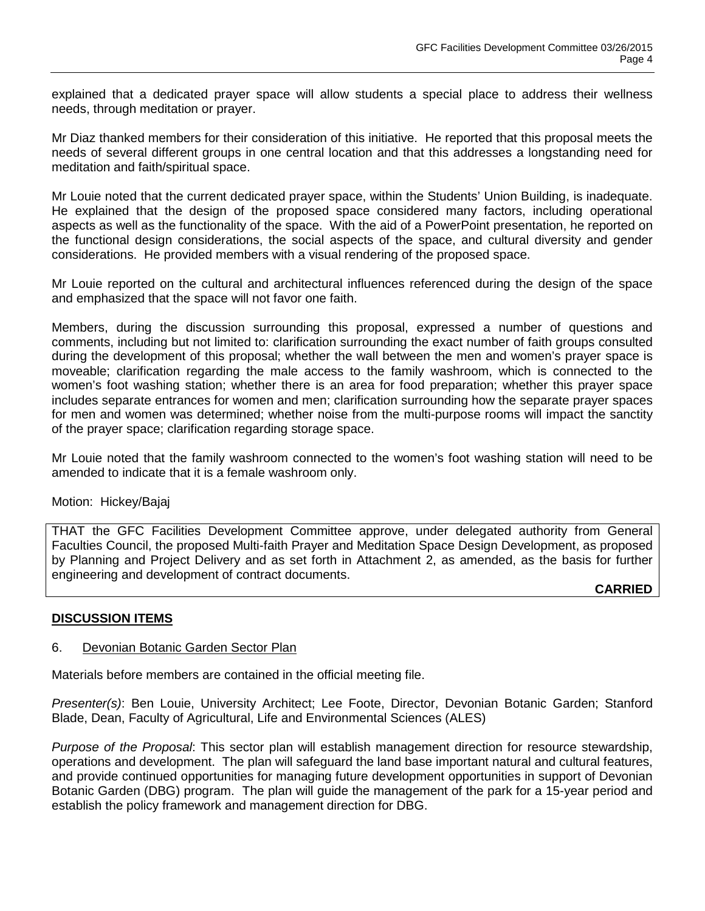explained that a dedicated prayer space will allow students a special place to address their wellness needs, through meditation or prayer.

Mr Diaz thanked members for their consideration of this initiative. He reported that this proposal meets the needs of several different groups in one central location and that this addresses a longstanding need for meditation and faith/spiritual space.

Mr Louie noted that the current dedicated prayer space, within the Students' Union Building, is inadequate. He explained that the design of the proposed space considered many factors, including operational aspects as well as the functionality of the space. With the aid of a PowerPoint presentation, he reported on the functional design considerations, the social aspects of the space, and cultural diversity and gender considerations. He provided members with a visual rendering of the proposed space.

Mr Louie reported on the cultural and architectural influences referenced during the design of the space and emphasized that the space will not favor one faith.

Members, during the discussion surrounding this proposal, expressed a number of questions and comments, including but not limited to: clarification surrounding the exact number of faith groups consulted during the development of this proposal; whether the wall between the men and women's prayer space is moveable; clarification regarding the male access to the family washroom, which is connected to the women's foot washing station; whether there is an area for food preparation; whether this prayer space includes separate entrances for women and men; clarification surrounding how the separate prayer spaces for men and women was determined; whether noise from the multi-purpose rooms will impact the sanctity of the prayer space; clarification regarding storage space.

Mr Louie noted that the family washroom connected to the women's foot washing station will need to be amended to indicate that it is a female washroom only.

Motion: Hickey/Bajaj

THAT the GFC Facilities Development Committee approve, under delegated authority from General Faculties Council, the proposed Multi-faith Prayer and Meditation Space Design Development, as proposed by Planning and Project Delivery and as set forth in Attachment 2, as amended, as the basis for further engineering and development of contract documents.

**CARRIED**

## DISCUSSION ITEMS

### 6. Devonian Botanic Garden Sector Plan

Materials before members are contained in the official meeting file.

*Presenter(s)*: Ben Louie, University Architect; Lee Foote, Director, Devonian Botanic Garden; Stanford Blade, Dean, Faculty of Agricultural, Life and Environmental Sciences (ALES)

*Purpose of the Proposal*: This sector plan will establish management direction for resource stewardship, operations and development. The plan will safeguard the land base important natural and cultural features, and provide continued opportunities for managing future development opportunities in support of Devonian Botanic Garden (DBG) program. The plan will guide the management of the park for a 15-year period and establish the policy framework and management direction for DBG.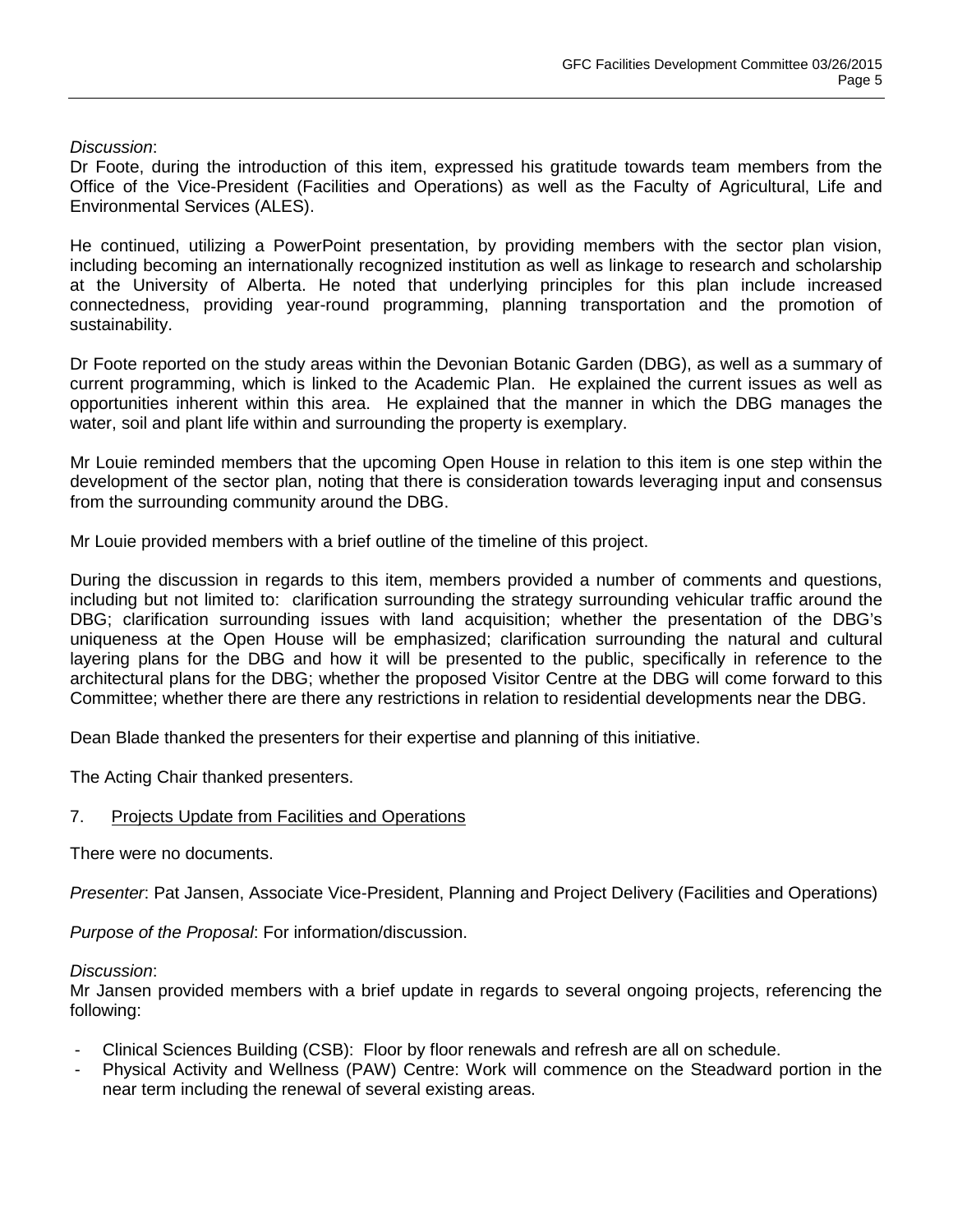*Discussion*:
Dr Foote, during the introduction of this item, expressed his gratitude towards team members from the Office of the Vice-President (Facilities and Operations) as well as the Faculty of Agricultural, Life and Environmental Services (ALES).

He continued, utilizing a PowerPoint presentation, by providing members with the sector plan vision, including becoming an internationally recognized institution as well as linkage to research and scholarship at the University of Alberta. He noted that underlying principles for this plan include increased connectedness, providing year-round programming, planning transportation and the promotion of sustainability.

Dr Foote reported on the study areas within the Devonian Botanic Garden (DBG), as well as a summary of current programming, which is linked to the Academic Plan. He explained the current issues as well as opportunities inherent within this area. He explained that the manner in which the DBG manages the water, soil and plant life within and surrounding the property is exemplary.

Mr Louie reminded members that the upcoming Open House in relation to this item is one step within the development of the sector plan, noting that there is consideration towards leveraging input and consensus from the surrounding community around the DBG.

Mr Louie provided members with a brief outline of the timeline of this project.

During the discussion in regards to this item, members provided a number of comments and questions, including but not limited to: clarification surrounding the strategy surrounding vehicular traffic around the DBG; clarification surrounding issues with land acquisition; whether the presentation of the DBG's uniqueness at the Open House will be emphasized; clarification surrounding the natural and cultural layering plans for the DBG and how it will be presented to the public, specifically in reference to the architectural plans for the DBG; whether the proposed Visitor Centre at the DBG will come forward to this Committee; whether there are there any restrictions in relation to residential developments near the DBG.

Dean Blade thanked the presenters for their expertise and planning of this initiative.

The Acting Chair thanked presenters.

7. Projects Update from Facilities and Operations

There were no documents.

*Presenter*: Pat Jansen, Associate Vice-President, Planning and Project Delivery (Facilities and Operations)

*Purpose of the Proposal*: For information/discussion.

*Discussion*:
Mr Jansen provided members with a brief update in regards to several ongoing projects, referencing the following:

- Clinical Sciences Building (CSB): Floor by floor renewals and refresh are all on schedule.
- Physical Activity and Wellness (PAW) Centre: Work will commence on the Steadward portion in the near term including the renewal of several existing areas.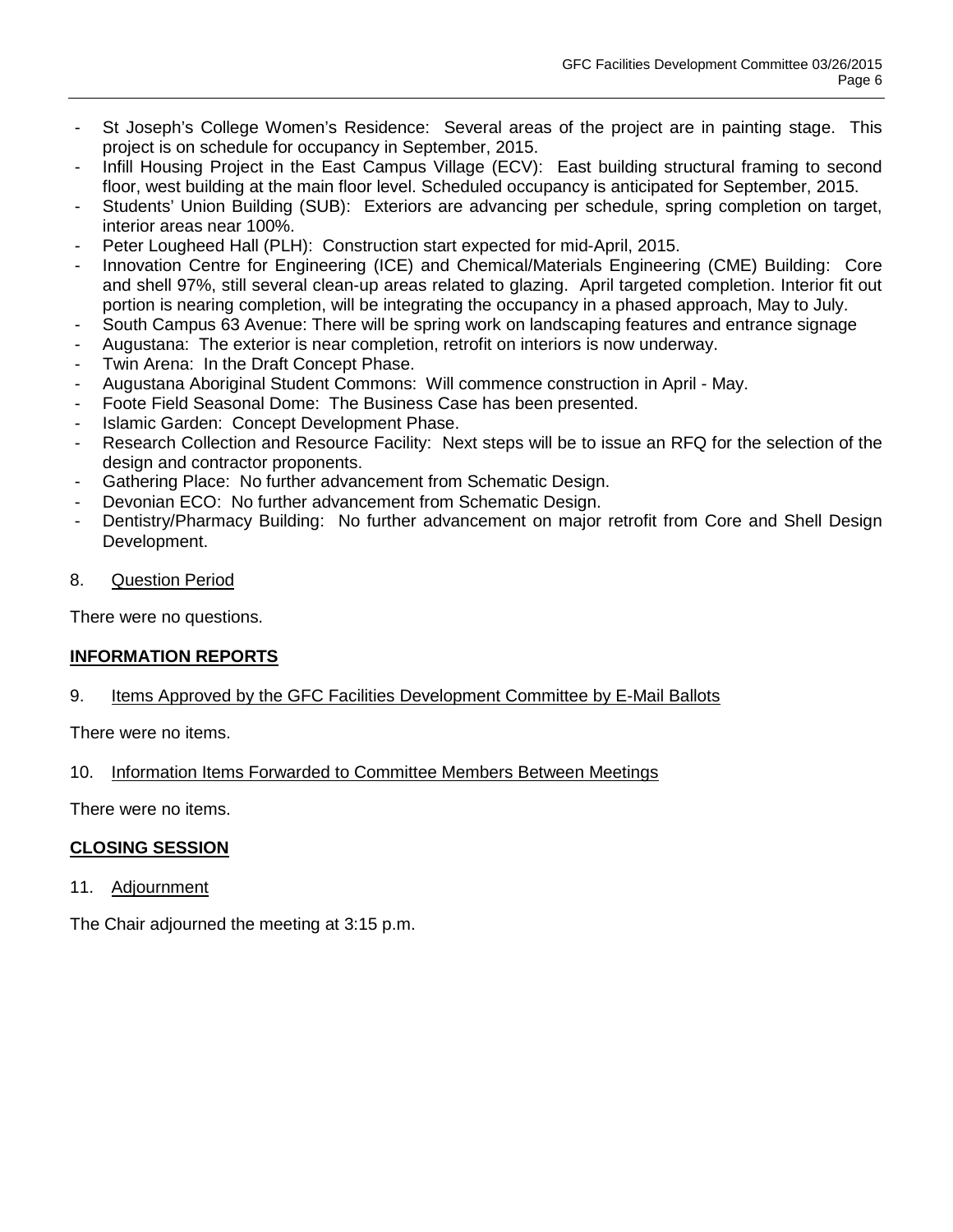- St Joseph's College Women's Residence: Several areas of the project are in painting stage. This project is on schedule for occupancy in September, 2015.
- Infill Housing Project in the East Campus Village (ECV): East building structural framing to second floor, west building at the main floor level. Scheduled occupancy is anticipated for September, 2015.
- Students' Union Building (SUB): Exteriors are advancing per schedule, spring completion on target, interior areas near 100%.
- Peter Lougheed Hall (PLH): Construction start expected for mid-April, 2015.
- Innovation Centre for Engineering (ICE) and Chemical/Materials Engineering (CME) Building: Core and shell 97%, still several clean-up areas related to glazing. April targeted completion. Interior fit out portion is nearing completion, will be integrating the occupancy in a phased approach, May to July.
- South Campus 63 Avenue: There will be spring work on landscaping features and entrance signage
- Augustana: The exterior is near completion, retrofit on interiors is now underway.
- Twin Arena: In the Draft Concept Phase.
- Augustana Aboriginal Student Commons: Will commence construction in April - May.
- Foote Field Seasonal Dome: The Business Case has been presented.
- Islamic Garden: Concept Development Phase.
- Research Collection and Resource Facility: Next steps will be to issue an RFQ for the selection of the design and contractor proponents.
- Gathering Place: No further advancement from Schematic Design.
- Devonian ECO: No further advancement from Schematic Design.
- Dentistry/Pharmacy Building: No further advancement on major retrofit from Core and Shell Design Development.

8. Question Period

There were no questions.

## INFORMATION REPORTS

9. Items Approved by the GFC Facilities Development Committee by E-Mail Ballots

There were no items.

10. Information Items Forwarded to Committee Members Between Meetings

There were no items.

## CLOSING SESSION

11. Adjournment

The Chair adjourned the meeting at 3:15 p.m.